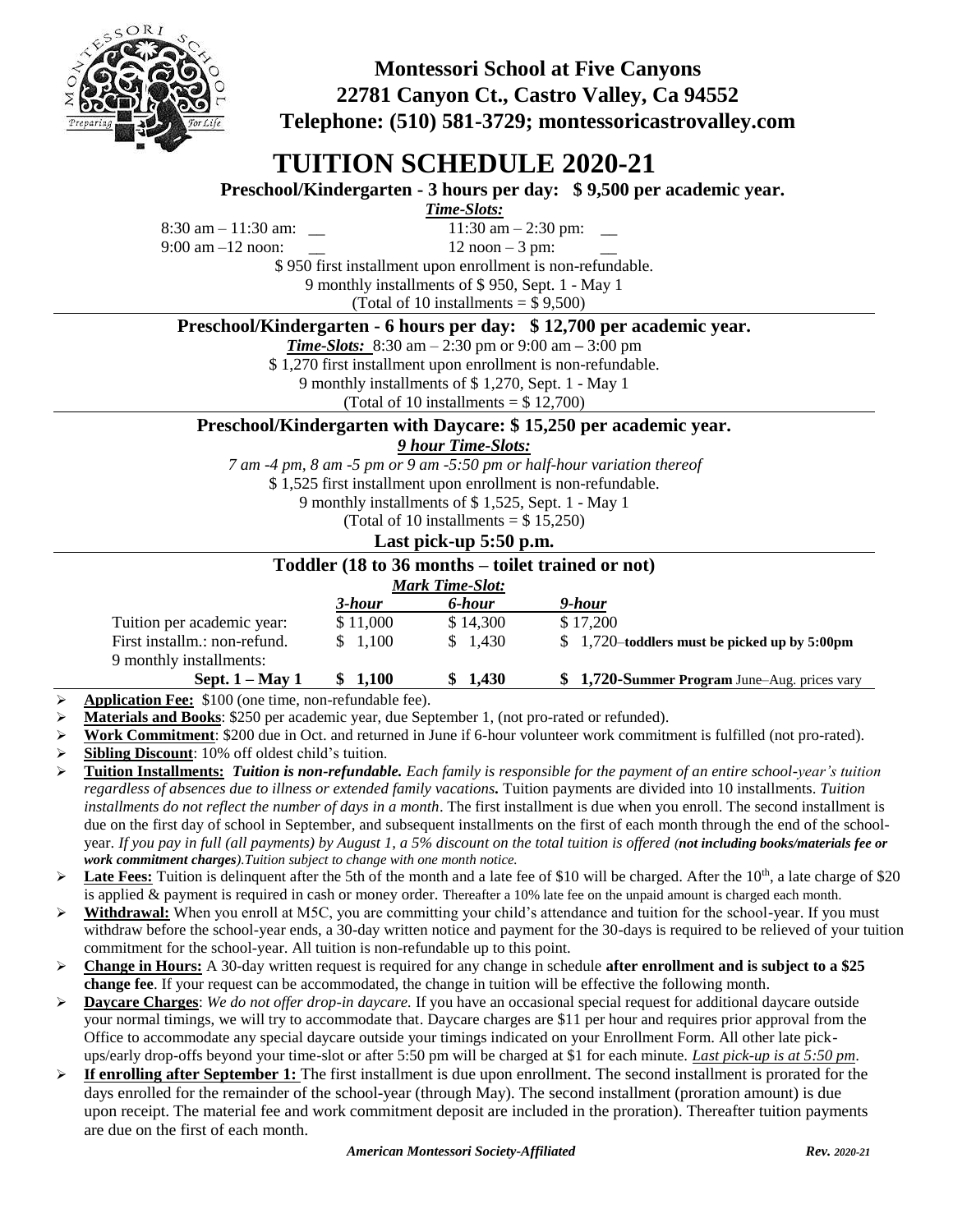**Montessori School at Five Canyons**
**22781 Canyon Ct., Castro Valley, Ca 94552**
**Telephone: (510) 581-3729; montessoricastrovalley.com**

# TUITION SCHEDULE 2020-21

**Preschool/Kindergarten - 3 hours per day: $ 9,500 per academic year.**

***Time-Slots:***

8:30 am – 11:30 am: __ 11:30 am – 2:30 pm: __
9:00 am –12 noon: __ 12 noon – 3 pm: __

$ 950 first installment upon enrollment is non-refundable.
9 monthly installments of $ 950, Sept. 1 - May 1
(Total of 10 installments = $ 9,500)

---

**Preschool/Kindergarten - 6 hours per day: $ 12,700 per academic year.**

***Time-Slots:*** 8:30 am – 2:30 pm or 9:00 am – 3:00 pm
$ 1,270 first installment upon enrollment is non-refundable.
9 monthly installments of $ 1,270, Sept. 1 - May 1
(Total of 10 installments = $ 12,700)

---

**Preschool/Kindergarten with Daycare: $ 15,250 per academic year.**

***9 hour Time-Slots:***

*7 am -4 pm, 8 am -5 pm or 9 am -5:50 pm or half-hour variation thereof*
$ 1,525 first installment upon enrollment is non-refundable.
9 monthly installments of $ 1,525, Sept. 1 - May 1
(Total of 10 installments = $ 15,250)

**Last pick-up 5:50 p.m.**

---

**Toddler (18 to 36 months – toilet trained or not)**

***Mark Time-Slot:***

| | *3-hour* | *6-hour* | *9-hour* |
|---|---|---|---|
| Tuition per academic year: | $ 11,000 | $ 14,300 | $ 17,200 |
| First installm.: non-refund. | $ 1,100 | $ 1,430 | $ 1,720–**toddlers must be picked up by 5:00pm** |
| 9 monthly installments: **Sept. 1 – May 1** | **$ 1,100** | **$ 1,430** | **$ 1,720-Summer Program** June–Aug. prices vary |

- **Application Fee:** $100 (one time, non-refundable fee).
- **Materials and Books**: $250 per academic year, due September 1, (not pro-rated or refunded).
- **Work Commitment**: $200 due in Oct. and returned in June if 6-hour volunteer work commitment is fulfilled (not pro-rated).
- **Sibling Discount**: 10% off oldest child's tuition.
- **Tuition Installments:** ***Tuition is non-refundable.*** *Each family is responsible for the payment of an entire school-year's tuition regardless of absences due to illness or extended family vacations.* Tuition payments are divided into 10 installments. *Tuition installments do not reflect the number of days in a month*. The first installment is due when you enroll. The second installment is due on the first day of school in September, and subsequent installments on the first of each month through the end of the school-year. *If you pay in full (all payments) by August 1, a 5% discount on the total tuition is offered (**not including books/materials fee or work commitment charges**).Tuition subject to change with one month notice.*
- **Late Fees:** Tuition is delinquent after the 5th of the month and a late fee of $10 will be charged. After the 10th, a late charge of $20 is applied & payment is required in cash or money order. Thereafter a 10% late fee on the unpaid amount is charged each month.
- **Withdrawal:** When you enroll at M5C, you are committing your child's attendance and tuition for the school-year. If you must withdraw before the school-year ends, a 30-day written notice and payment for the 30-days is required to be relieved of your tuition commitment for the school-year. All tuition is non-refundable up to this point.
- **Change in Hours:** A 30-day written request is required for any change in schedule **after enrollment and is subject to a $25 change fee**. If your request can be accommodated, the change in tuition will be effective the following month.
- **Daycare Charges**: *We do not offer drop-in daycare.* If you have an occasional special request for additional daycare outside your normal timings, we will try to accommodate that. Daycare charges are $11 per hour and requires prior approval from the Office to accommodate any special daycare outside your timings indicated on your Enrollment Form. All other late pick-ups/early drop-offs beyond your time-slot or after 5:50 pm will be charged at $1 for each minute. *Last pick-up is at 5:50 pm*.
- **If enrolling after September 1:** The first installment is due upon enrollment. The second installment is prorated for the days enrolled for the remainder of the school-year (through May). The second installment (proration amount) is due upon receipt. The material fee and work commitment deposit are included in the proration). Thereafter tuition payments are due on the first of each month.

***American Montessori Society-Affiliated*** ***Rev. 2020-21***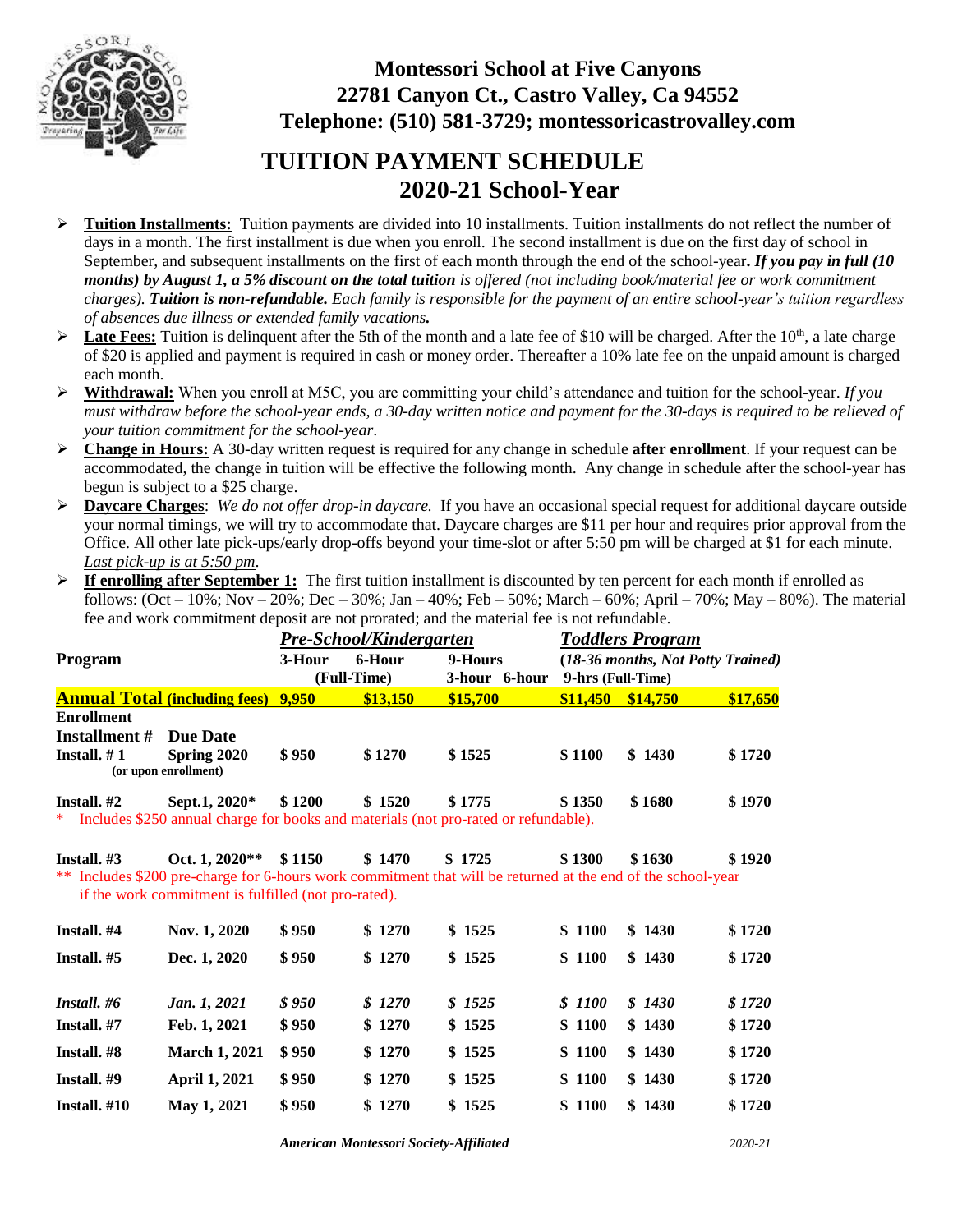# Montessori School at Five Canyons
**22781 Canyon Ct., Castro Valley, Ca 94552**
**Telephone: (510) 581-3729; montessoricastrovalley.com**

## TUITION PAYMENT SCHEDULE
## 2020-21 School-Year

- **Tuition Installments:** Tuition payments are divided into 10 installments. Tuition installments do not reflect the number of days in a month. The first installment is due when you enroll. The second installment is due on the first day of school in September, and subsequent installments on the first of each month through the end of the school-year**.** ***If you pay in full (10 months) by August 1, a 5% discount on the total tuition*** *is offered (not including book/material fee or work commitment charges).* ***Tuition is non-refundable.*** *Each family is responsible for the payment of an entire school-year's tuition regardless of absences due illness or extended family vacations.*
- **Late Fees:** Tuition is delinquent after the 5th of the month and a late fee of $10 will be charged. After the 10th, a late charge of $20 is applied and payment is required in cash or money order. Thereafter a 10% late fee on the unpaid amount is charged each month.
- **Withdrawal:** When you enroll at M5C, you are committing your child's attendance and tuition for the school-year. *If you must withdraw before the school-year ends, a 30-day written notice and payment for the 30-days is required to be relieved of your tuition commitment for the school-year*.
- **Change in Hours:** A 30-day written request is required for any change in schedule **after enrollment**. If your request can be accommodated, the change in tuition will be effective the following month. Any change in schedule after the school-year has begun is subject to a $25 charge.
- **Daycare Charges**: *We do not offer drop-in daycare.* If you have an occasional special request for additional daycare outside your normal timings, we will try to accommodate that. Daycare charges are $11 per hour and requires prior approval from the Office. All other late pick-ups/early drop-offs beyond your time-slot or after 5:50 pm will be charged at $1 for each minute. *Last pick-up is at 5:50 pm*.
- **If enrolling after September 1:** The first tuition installment is discounted by ten percent for each month if enrolled as follows: (Oct – 10%; Nov – 20%; Dec – 30%; Jan – 40%; Feb – 50%; March – 60%; April – 70%; May – 80%). The material fee and work commitment deposit are not prorated; and the material fee is not refundable.

| Program | | Pre-School/Kindergarten 3-Hour | Pre-School/Kindergarten 6-Hour (Full-Time) | Pre-School/Kindergarten 9-Hours | Toddlers Program (18-36 months, Not Potty Trained) 3-hour | Toddlers Program 6-hour | Toddlers Program 9-hrs (Full-Time) |
|---|---|---|---|---|---|---|---|
| **Annual Total (including fees)** | | 9,950 | $13,150 | $15,700 | $11,450 | $14,750 | $17,650 |
| **Enrollment Installment #** | **Due Date** | | | | | | |
| Install. # 1 | Spring 2020 (or upon enrollment) | $ 950 | $ 1270 | $ 1525 | $ 1100 | $ 1430 | $ 1720 |
| Install. #2 | Sept.1, 2020* | $ 1200 | $ 1520 | $ 1775 | $ 1350 | $ 1680 | $ 1970 |
| Install. #3 | Oct. 1, 2020** | $ 1150 | $ 1470 | $ 1725 | $ 1300 | $ 1630 | $ 1920 |
| Install. #4 | Nov. 1, 2020 | $ 950 | $ 1270 | $ 1525 | $ 1100 | $ 1430 | $ 1720 |
| Install. #5 | Dec. 1, 2020 | $ 950 | $ 1270 | $ 1525 | $ 1100 | $ 1430 | $ 1720 |
| *Install. #6* | *Jan. 1, 2021* | *$ 950* | *$ 1270* | *$ 1525* | *$ 1100* | *$ 1430* | *$ 1720* |
| Install. #7 | Feb. 1, 2021 | $ 950 | $ 1270 | $ 1525 | $ 1100 | $ 1430 | $ 1720 |
| Install. #8 | March 1, 2021 | $ 950 | $ 1270 | $ 1525 | $ 1100 | $ 1430 | $ 1720 |
| Install. #9 | April 1, 2021 | $ 950 | $ 1270 | $ 1525 | $ 1100 | $ 1430 | $ 1720 |
| Install. #10 | May 1, 2021 | $ 950 | $ 1270 | $ 1525 | $ 1100 | $ 1430 | $ 1720 |

\* Includes $250 annual charge for books and materials (not pro-rated or refundable).

\*\* Includes $200 pre-charge for 6-hours work commitment that will be returned at the end of the school-year if the work commitment is fulfilled (not pro-rated).

*American Montessori Society-Affiliated*